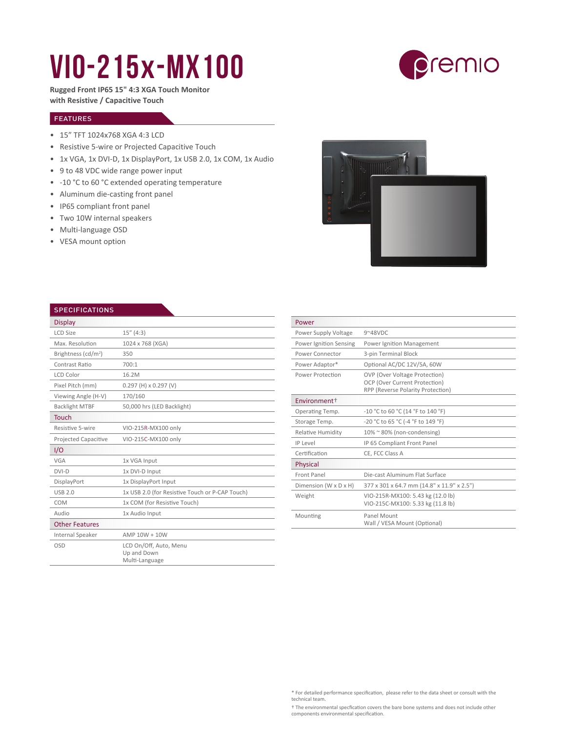# VIO-215x-MX100

**Rugged Front IP65 15" 4:3 XGA Touch Monitor with Resistive / Capacitive Touch**

## FEATURES

- 15” TFT 1024x768 XGA 4:3 LCD
- Resistive 5-wire or Projected Capacitive Touch
- 1x VGA, 1x DVI-D, 1x DisplayPort, 1x USB 2.0, 1x COM, 1x Audio
- 9 to 48 VDC wide range power input
- -10 °C to 60 °C extended operating temperature
- Aluminum die-casting front panel
- IP65 compliant front panel
- Two 10W internal speakers
- Multi-language OSD
- VESA mount option

## SPECIFICATIONS

| Display | |
|---|---|
| LCD Size | 15” (4:3) |
| Max. Resolution | 1024 x 768 (XGA) |
| Brightness (cd/m²) | 350 |
| Contrast Ratio | 700:1 |
| LCD Color | 16.2M |
| Pixel Pitch (mm) | 0.297 (H) x 0.297 (V) |
| Viewing Angle (H-V) | 170/160 |
| Backlight MTBF | 50,000 hrs (LED Backlight) |
| **Touch** | |
| Resistive 5-wire | VIO-215R-MX100 only |
| Projected Capacitive | VIO-215C-MX100 only |
| **I/O** | |
| VGA | 1x VGA Input |
| DVI-D | 1x DVI-D Input |
| DisplayPort | 1x DisplayPort Input |
| USB 2.0 | 1x USB 2.0 (for Resistive Touch or P-CAP Touch) |
| COM | 1x COM (for Resistive Touch) |
| Audio | 1x Audio Input |
| **Other Features** | |
| Internal Speaker | AMP 10W + 10W |
| OSD | LCD On/Off, Auto, Menu<br>Up and Down<br>Multi-Language |

| Power | |
|---|---|
| Power Supply Voltage | 9~48VDC |
| Power Ignition Sensing | Power Ignition Management |
| Power Connector | 3-pin Terminal Block |
| Power Adaptor* | Optional AC/DC 12V/5A, 60W |
| Power Protection | OVP (Over Voltage Protection)<br>OCP (Over Current Protection)<br>RPP (Reverse Polarity Protection) |
| **Environment†** | |
| Operating Temp. | -10 °C to 60 °C (14 °F to 140 °F) |
| Storage Temp. | -20 °C to 65 °C (-4 °F to 149 °F) |
| Relative Humidity | 10% ~ 80% (non-condensing) |
| IP Level | IP 65 Compliant Front Panel |
| Certification | CE, FCC Class A |
| **Physical** | |
| Front Panel | Die-cast Aluminum Flat Surface |
| Dimension (W x D x H) | 377 x 301 x 64.7 mm (14.8" x 11.9" x 2.5") |
| Weight | VIO-215R-MX100: 5.43 kg (12.0 lb)<br>VIO-215C-MX100: 5.33 kg (11.8 lb) |
| Mounting | Panel Mount<br>Wall / VESA Mount (Optional) |

\* For detailed performance specification, please refer to the data sheet or consult with the technical team.

† The environmental specfication covers the bare bone systems and does not include other components environmental specification.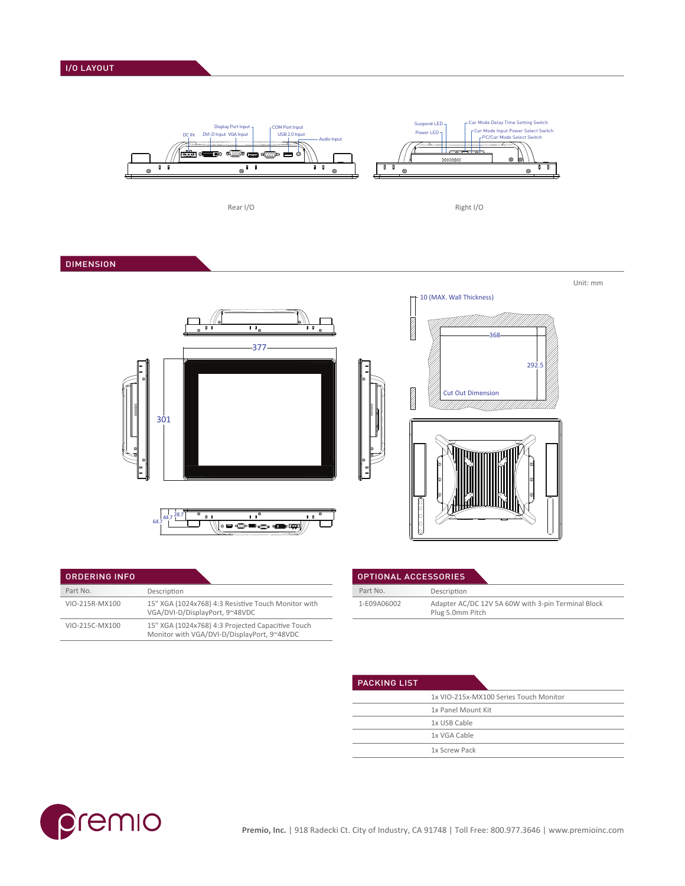## I/O LAYOUT

DC IN
DVI-D Input
VGA Input
Display Port Input
COM Port Input
USB 2.0 Input
Audio Input

Rear I/O

Suspend LED
Power LED
Car Mode Delay Time Setting Switch
Car Mode Input Power Select Switch
PC/Car Mode Select Switch

Right I/O

## DIMENSION

Unit: mm

377
301
64.7
44.7
28.7

10 (MAX. Wall Thickness)
368
292.5
Cut Out Dimension

## ORDERING INFO

| Part No. | Description |
|---|---|
| VIO-215R-MX100 | 15" XGA (1024x768) 4:3 Resistive Touch Monitor with VGA/DVI-D/DisplayPort, 9~48VDC |
| VIO-215C-MX100 | 15" XGA (1024x768) 4:3 Projected Capacitive Touch Monitor with VGA/DVI-D/DisplayPort, 9~48VDC |

## OPTIONAL ACCESSORIES

| Part No. | Description |
|---|---|
| 1-E09A06002 | Adapter AC/DC 12V 5A 60W with 3-pin Terminal Block Plug 5.0mm Pitch |

## PACKING LIST

- 1x VIO-215x-MX100 Series Touch Monitor
- 1x Panel Mount Kit
- 1x USB Cable
- 1x VGA Cable
- 1x Screw Pack

premio

**Premio, Inc.** | 918 Radecki Ct. City of Industry, CA 91748 | Toll Free: 800.977.3646 | www.premioinc.com